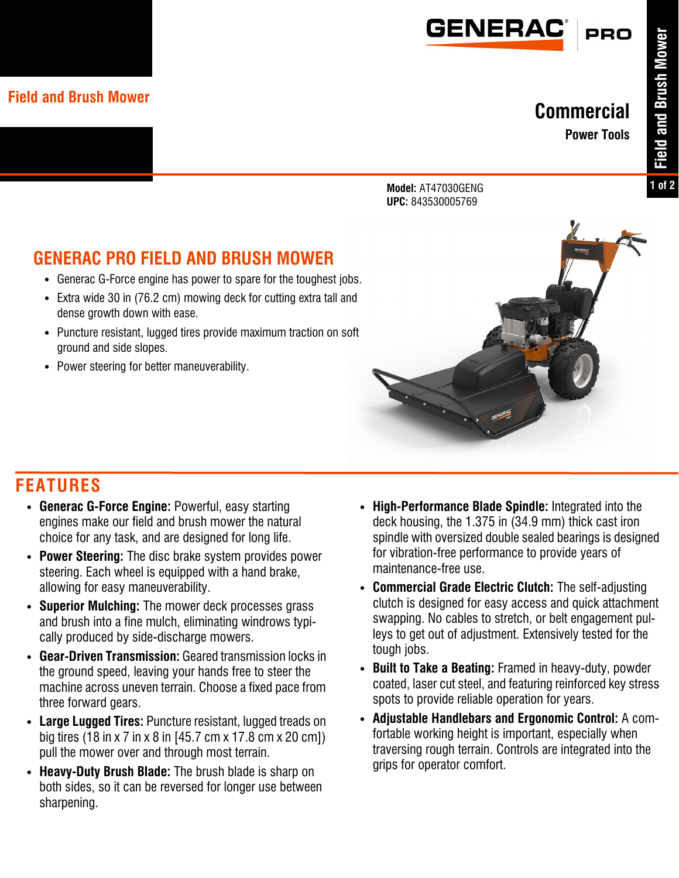Field and Brush Mower

GENERAC PRO

# Commercial

Power Tools

**Model:** AT47030GENG
**UPC:** 843530005769

## GENERAC PRO FIELD AND BRUSH MOWER

- Generac G-Force engine has power to spare for the toughest jobs.
- Extra wide 30 in (76.2 cm) mowing deck for cutting extra tall and dense growth down with ease.
- Puncture resistant, lugged tires provide maximum traction on soft ground and side slopes.
- Power steering for better maneuverability.

## FEATURES

- **Generac G-Force Engine:** Powerful, easy starting engines make our field and brush mower the natural choice for any task, and are designed for long life.
- **Power Steering:** The disc brake system provides power steering. Each wheel is equipped with a hand brake, allowing for easy maneuverability.
- **Superior Mulching:** The mower deck processes grass and brush into a fine mulch, eliminating windrows typically produced by side-discharge mowers.
- **Gear-Driven Transmission:** Geared transmission locks in the ground speed, leaving your hands free to steer the machine across uneven terrain. Choose a fixed pace from three forward gears.
- **Large Lugged Tires:** Puncture resistant, lugged treads on big tires (18 in x 7 in x 8 in [45.7 cm x 17.8 cm x 20 cm]) pull the mower over and through most terrain.
- **Heavy-Duty Brush Blade:** The brush blade is sharp on both sides, so it can be reversed for longer use between sharpening.
- **High-Performance Blade Spindle:** Integrated into the deck housing, the 1.375 in (34.9 mm) thick cast iron spindle with oversized double sealed bearings is designed for vibration-free performance to provide years of maintenance-free use.
- **Commercial Grade Electric Clutch:** The self-adjusting clutch is designed for easy access and quick attachment swapping. No cables to stretch, or belt engagement pulleys to get out of adjustment. Extensively tested for the tough jobs.
- **Built to Take a Beating:** Framed in heavy-duty, powder coated, laser cut steel, and featuring reinforced key stress spots to provide reliable operation for years.
- **Adjustable Handlebars and Ergonomic Control:** A comfortable working height is important, especially when traversing rough terrain. Controls are integrated into the grips for operator comfort.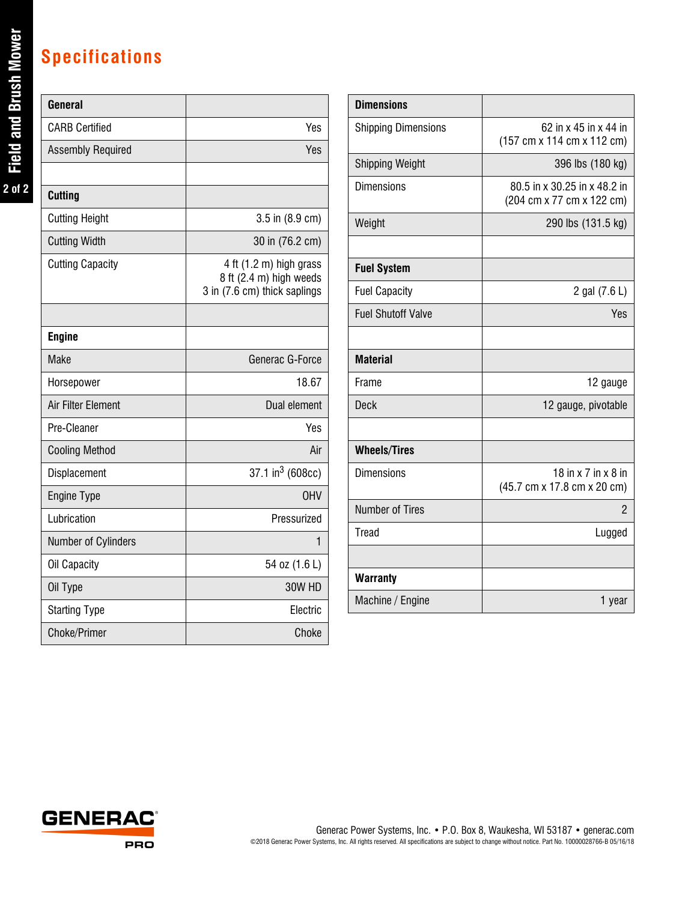## Specifications

| General | |
|---|---|
| CARB Certified | Yes |
| Assembly Required | Yes |
| | |
| **Cutting** | |
| Cutting Height | 3.5 in (8.9 cm) |
| Cutting Width | 30 in (76.2 cm) |
| Cutting Capacity | 4 ft (1.2 m) high grass<br>8 ft (2.4 m) high weeds<br>3 in (7.6 cm) thick saplings |
| | |
| **Engine** | |
| Make | Generac G-Force |
| Horsepower | 18.67 |
| Air Filter Element | Dual element |
| Pre-Cleaner | Yes |
| Cooling Method | Air |
| Displacement | 37.1 $in^3$ (608cc) |
| Engine Type | OHV |
| Lubrication | Pressurized |
| Number of Cylinders | 1 |
| Oil Capacity | 54 oz (1.6 L) |
| Oil Type | 30W HD |
| Starting Type | Electric |
| Choke/Primer | Choke |

| Dimensions | |
|---|---|
| Shipping Dimensions | 62 in x 45 in x 44 in<br>(157 cm x 114 cm x 112 cm) |
| Shipping Weight | 396 lbs (180 kg) |
| Dimensions | 80.5 in x 30.25 in x 48.2 in<br>(204 cm x 77 cm x 122 cm) |
| Weight | 290 lbs (131.5 kg) |
| | |
| **Fuel System** | |
| Fuel Capacity | 2 gal (7.6 L) |
| Fuel Shutoff Valve | Yes |
| | |
| **Material** | |
| Frame | 12 gauge |
| Deck | 12 gauge, pivotable |
| | |
| **Wheels/Tires** | |
| Dimensions | 18 in x 7 in x 8 in<br>(45.7 cm x 17.8 cm x 20 cm) |
| Number of Tires | 2 |
| Tread | Lugged |
| | |
| **Warranty** | |
| Machine / Engine | 1 year |

GENERAC PRO

Generac Power Systems, Inc. • P.O. Box 8, Waukesha, WI 53187 • generac.com

©2018 Generac Power Systems, Inc. All rights reserved. All specifications are subject to change without notice. Part No. 10000028766-B 05/16/18